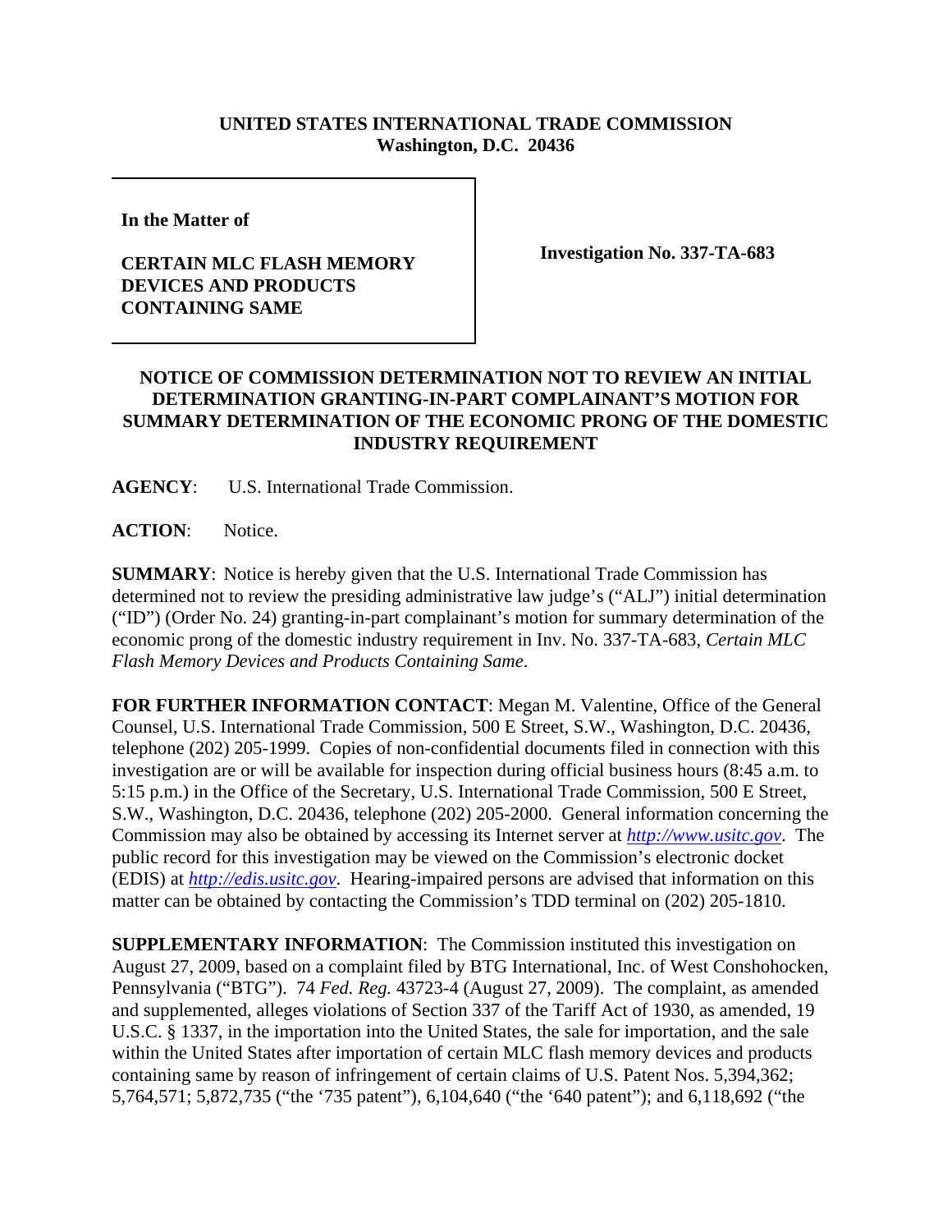**UNITED STATES INTERNATIONAL TRADE COMMISSION**
**Washington, D.C. 20436**

| In the Matter of<br><br>**CERTAIN MLC FLASH MEMORY DEVICES AND PRODUCTS CONTAINING SAME** | **Investigation No. 337-TA-683** |
|---|---|

**NOTICE OF COMMISSION DETERMINATION NOT TO REVIEW AN INITIAL DETERMINATION GRANTING-IN-PART COMPLAINANT'S MOTION FOR SUMMARY DETERMINATION OF THE ECONOMIC PRONG OF THE DOMESTIC INDUSTRY REQUIREMENT**

**AGENCY**: U.S. International Trade Commission.

**ACTION**: Notice.

**SUMMARY**: Notice is hereby given that the U.S. International Trade Commission has determined not to review the presiding administrative law judge's ("ALJ") initial determination ("ID") (Order No. 24) granting-in-part complainant's motion for summary determination of the economic prong of the domestic industry requirement in Inv. No. 337-TA-683, *Certain MLC Flash Memory Devices and Products Containing Same*.

**FOR FURTHER INFORMATION CONTACT**: Megan M. Valentine, Office of the General Counsel, U.S. International Trade Commission, 500 E Street, S.W., Washington, D.C. 20436, telephone (202) 205-1999. Copies of non-confidential documents filed in connection with this investigation are or will be available for inspection during official business hours (8:45 a.m. to 5:15 p.m.) in the Office of the Secretary, U.S. International Trade Commission, 500 E Street, S.W., Washington, D.C. 20436, telephone (202) 205-2000. General information concerning the Commission may also be obtained by accessing its Internet server at *http://www.usitc.gov*. The public record for this investigation may be viewed on the Commission's electronic docket (EDIS) at *http://edis.usitc.gov*. Hearing-impaired persons are advised that information on this matter can be obtained by contacting the Commission's TDD terminal on (202) 205-1810.

**SUPPLEMENTARY INFORMATION**: The Commission instituted this investigation on August 27, 2009, based on a complaint filed by BTG International, Inc. of West Conshohocken, Pennsylvania ("BTG"). 74 *Fed. Reg.* 43723-4 (August 27, 2009). The complaint, as amended and supplemented, alleges violations of Section 337 of the Tariff Act of 1930, as amended, 19 U.S.C. § 1337, in the importation into the United States, the sale for importation, and the sale within the United States after importation of certain MLC flash memory devices and products containing same by reason of infringement of certain claims of U.S. Patent Nos. 5,394,362; 5,764,571; 5,872,735 ("the '735 patent"), 6,104,640 ("the '640 patent"); and 6,118,692 ("the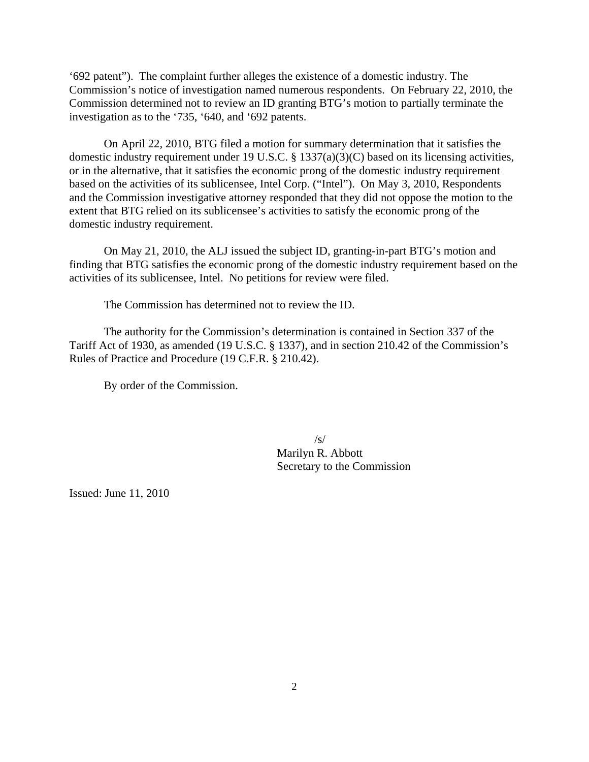'692 patent"). The complaint further alleges the existence of a domestic industry. The Commission's notice of investigation named numerous respondents. On February 22, 2010, the Commission determined not to review an ID granting BTG's motion to partially terminate the investigation as to the '735, '640, and '692 patents.

On April 22, 2010, BTG filed a motion for summary determination that it satisfies the domestic industry requirement under 19 U.S.C. § 1337(a)(3)(C) based on its licensing activities, or in the alternative, that it satisfies the economic prong of the domestic industry requirement based on the activities of its sublicensee, Intel Corp. ("Intel"). On May 3, 2010, Respondents and the Commission investigative attorney responded that they did not oppose the motion to the extent that BTG relied on its sublicensee's activities to satisfy the economic prong of the domestic industry requirement.

On May 21, 2010, the ALJ issued the subject ID, granting-in-part BTG's motion and finding that BTG satisfies the economic prong of the domestic industry requirement based on the activities of its sublicensee, Intel. No petitions for review were filed.

The Commission has determined not to review the ID.

The authority for the Commission's determination is contained in Section 337 of the Tariff Act of 1930, as amended (19 U.S.C. § 1337), and in section 210.42 of the Commission's Rules of Practice and Procedure (19 C.F.R. § 210.42).

By order of the Commission.

/s/
Marilyn R. Abbott
Secretary to the Commission

Issued: June 11, 2010